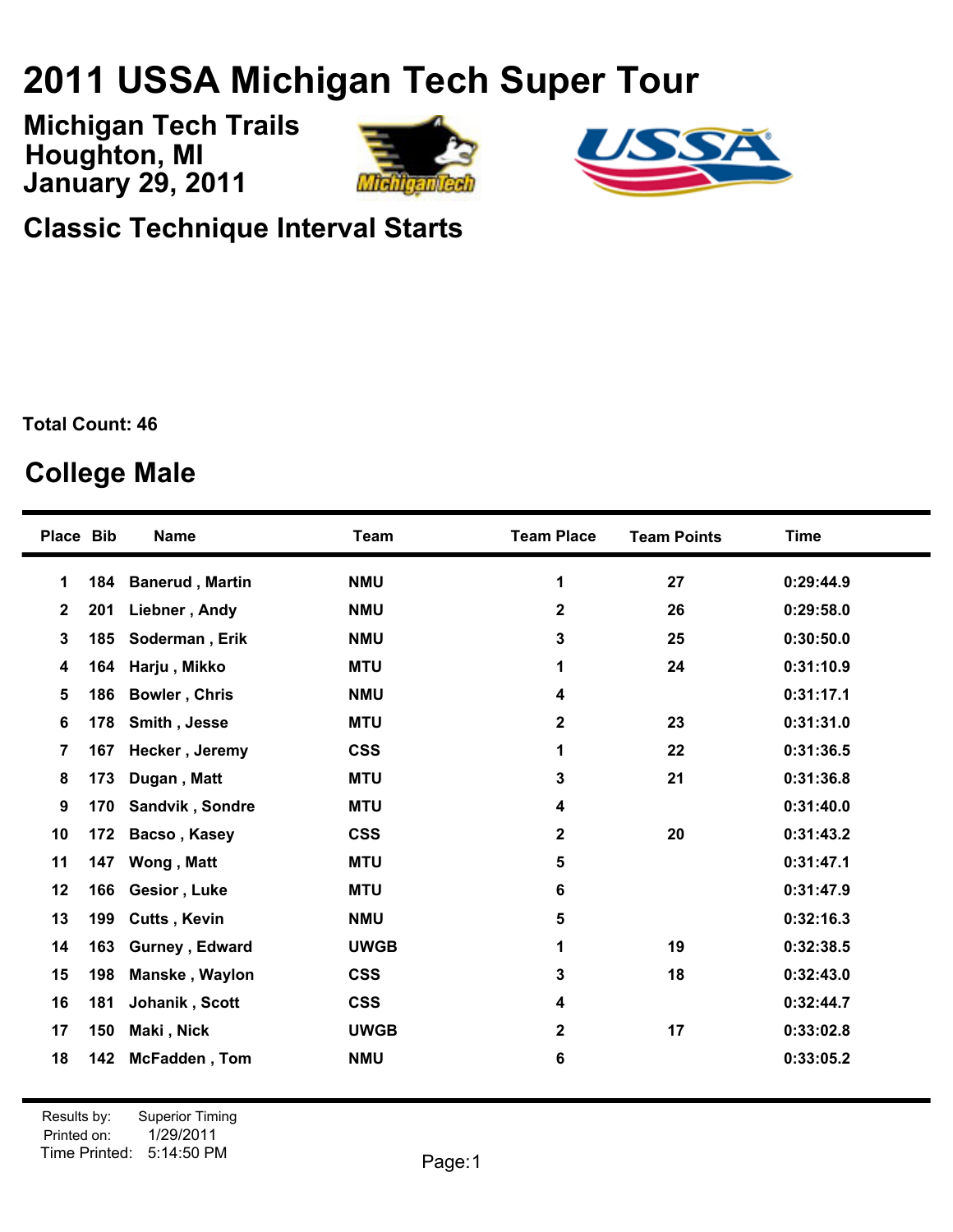# 2011 USSA Michigan Tech Super Tour

**Michigan Tech Trails**
**Houghton, MI**
**January 29, 2011**

## Classic Technique Interval Starts

**Total Count: 46**

## College Male

| Place | Bib | Name | Team | Team Place | Team Points | Time |
|---|---|---|---|---|---|---|
| 1 | 184 | Banerud , Martin | NMU | 1 | 27 | 0:29:44.9 |
| 2 | 201 | Liebner , Andy | NMU | 2 | 26 | 0:29:58.0 |
| 3 | 185 | Soderman , Erik | NMU | 3 | 25 | 0:30:50.0 |
| 4 | 164 | Harju , Mikko | MTU | 1 | 24 | 0:31:10.9 |
| 5 | 186 | Bowler , Chris | NMU | 4 | | 0:31:17.1 |
| 6 | 178 | Smith , Jesse | MTU | 2 | 23 | 0:31:31.0 |
| 7 | 167 | Hecker , Jeremy | CSS | 1 | 22 | 0:31:36.5 |
| 8 | 173 | Dugan , Matt | MTU | 3 | 21 | 0:31:36.8 |
| 9 | 170 | Sandvik , Sondre | MTU | 4 | | 0:31:40.0 |
| 10 | 172 | Bacso , Kasey | CSS | 2 | 20 | 0:31:43.2 |
| 11 | 147 | Wong , Matt | MTU | 5 | | 0:31:47.1 |
| 12 | 166 | Gesior , Luke | MTU | 6 | | 0:31:47.9 |
| 13 | 199 | Cutts , Kevin | NMU | 5 | | 0:32:16.3 |
| 14 | 163 | Gurney , Edward | UWGB | 1 | 19 | 0:32:38.5 |
| 15 | 198 | Manske , Waylon | CSS | 3 | 18 | 0:32:43.0 |
| 16 | 181 | Johanik , Scott | CSS | 4 | | 0:32:44.7 |
| 17 | 150 | Maki , Nick | UWGB | 2 | 17 | 0:33:02.8 |
| 18 | 142 | McFadden , Tom | NMU | 6 | | 0:33:05.2 |

Results by: Superior Timing
Printed on: 1/29/2011
Time Printed: 5:14:50 PM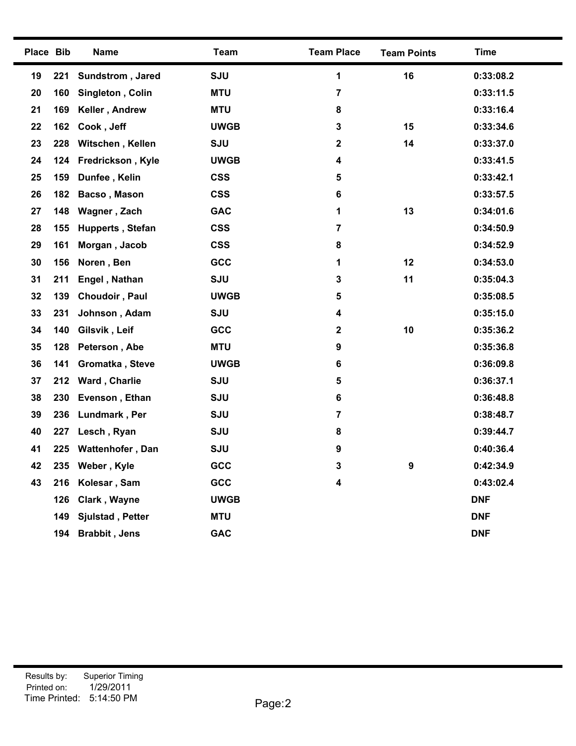| Place | Bib | Name | Team | Team Place | Team Points | Time |
|---|---|---|---|---|---|---|
| 19 | 221 | Sundstrom , Jared | SJU | 1 | 16 | 0:33:08.2 |
| 20 | 160 | Singleton , Colin | MTU | 7 | | 0:33:11.5 |
| 21 | 169 | Keller , Andrew | MTU | 8 | | 0:33:16.4 |
| 22 | 162 | Cook , Jeff | UWGB | 3 | 15 | 0:33:34.6 |
| 23 | 228 | Witschen , Kellen | SJU | 2 | 14 | 0:33:37.0 |
| 24 | 124 | Fredrickson , Kyle | UWGB | 4 | | 0:33:41.5 |
| 25 | 159 | Dunfee , Kelin | CSS | 5 | | 0:33:42.1 |
| 26 | 182 | Bacso , Mason | CSS | 6 | | 0:33:57.5 |
| 27 | 148 | Wagner , Zach | GAC | 1 | 13 | 0:34:01.6 |
| 28 | 155 | Hupperts , Stefan | CSS | 7 | | 0:34:50.9 |
| 29 | 161 | Morgan , Jacob | CSS | 8 | | 0:34:52.9 |
| 30 | 156 | Noren , Ben | GCC | 1 | 12 | 0:34:53.0 |
| 31 | 211 | Engel , Nathan | SJU | 3 | 11 | 0:35:04.3 |
| 32 | 139 | Choudoir , Paul | UWGB | 5 | | 0:35:08.5 |
| 33 | 231 | Johnson , Adam | SJU | 4 | | 0:35:15.0 |
| 34 | 140 | Gilsvik , Leif | GCC | 2 | 10 | 0:35:36.2 |
| 35 | 128 | Peterson , Abe | MTU | 9 | | 0:35:36.8 |
| 36 | 141 | Gromatka , Steve | UWGB | 6 | | 0:36:09.8 |
| 37 | 212 | Ward , Charlie | SJU | 5 | | 0:36:37.1 |
| 38 | 230 | Evenson , Ethan | SJU | 6 | | 0:36:48.8 |
| 39 | 236 | Lundmark , Per | SJU | 7 | | 0:38:48.7 |
| 40 | 227 | Lesch , Ryan | SJU | 8 | | 0:39:44.7 |
| 41 | 225 | Wattenhofer , Dan | SJU | 9 | | 0:40:36.4 |
| 42 | 235 | Weber , Kyle | GCC | 3 | 9 | 0:42:34.9 |
| 43 | 216 | Kolesar , Sam | GCC | 4 | | 0:43:02.4 |
| | 126 | Clark , Wayne | UWGB | | | DNF |
| | 149 | Sjulstad , Petter | MTU | | | DNF |
| | 194 | Brabbit , Jens | GAC | | | DNF |

Results by: Superior Timing
Printed on: 1/29/2011
Time Printed: 5:14:50 PM